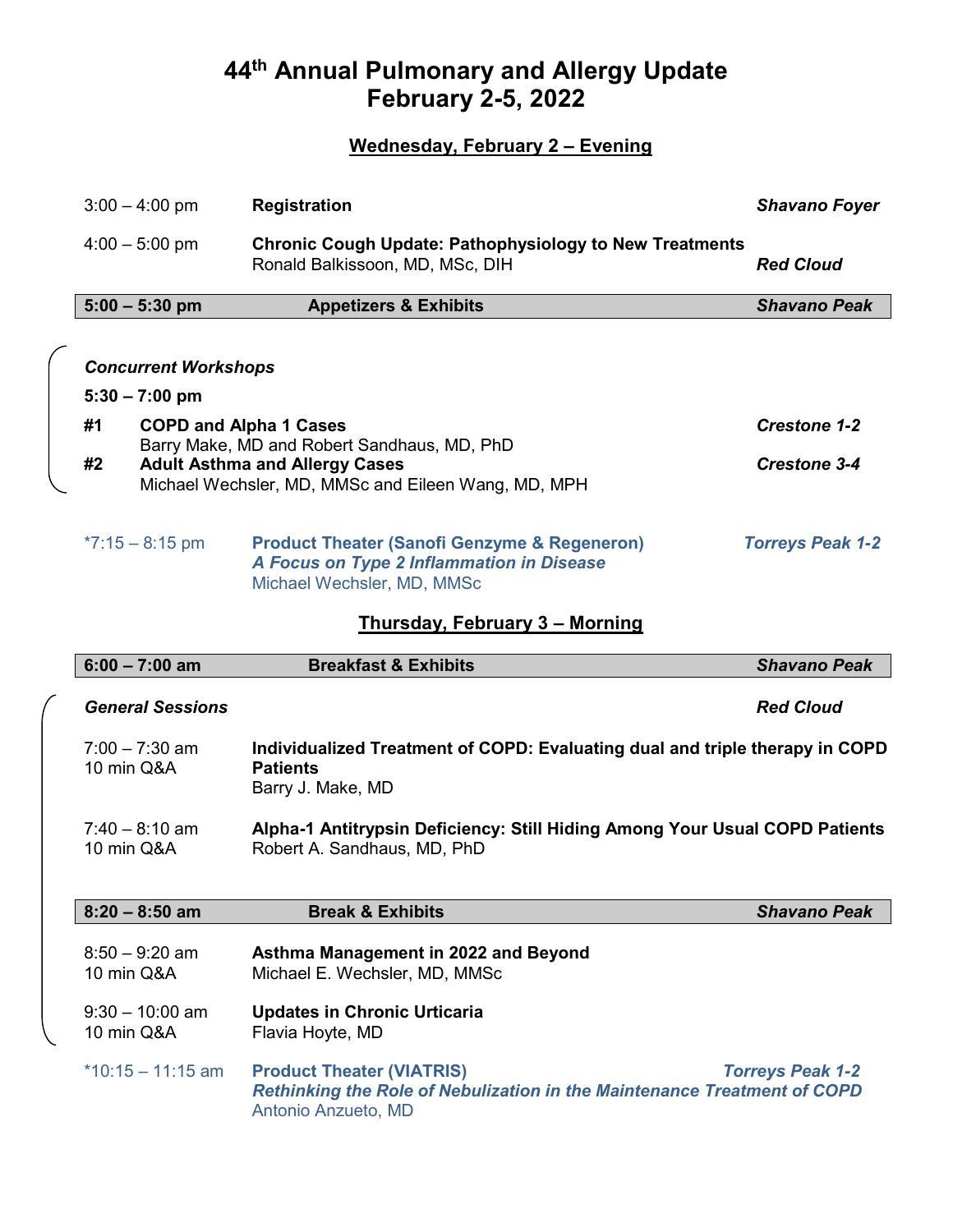# 44th Annual Pulmonary and Allergy Update
# February 2-5, 2022

## Wednesday, February 2 – Evening

| Time | Session | Location |
|---|---|---|
| 3:00 – 4:00 pm | **Registration** | ***Shavano Foyer*** |
| 4:00 – 5:00 pm | **Chronic Cough Update: Pathophysiology to New Treatments**<br>Ronald Balkissoon, MD, MSc, DIH | ***Red Cloud*** |
| **5:00 – 5:30 pm** | **Appetizers & Exhibits** | ***Shavano Peak*** |

***Concurrent Workshops***

**5:30 – 7:00 pm**

| # | Workshop | Location |
|---|---|---|
| **#1** | **COPD and Alpha 1 Cases**<br>Barry Make, MD and Robert Sandhaus, MD, PhD | ***Crestone 1-2*** |
| **#2** | **Adult Asthma and Allergy Cases**<br>Michael Wechsler, MD, MMSc and Eileen Wang, MD, MPH | ***Crestone 3-4*** |

| Time | Session | Location |
|---|---|---|
| *7:15 – 8:15 pm | **Product Theater (Sanofi Genzyme & Regeneron)**<br>***A Focus on Type 2 Inflammation in Disease***<br>Michael Wechsler, MD, MMSc | ***Torreys Peak 1-2*** |

## Thursday, February 3 – Morning

| Time | Session | Location |
|---|---|---|
| **6:00 – 7:00 am** | **Breakfast & Exhibits** | ***Shavano Peak*** |

***General Sessions*** — ***Red Cloud***

| Time | Session | Location |
|---|---|---|
| 7:00 – 7:30 am<br>10 min Q&A | **Individualized Treatment of COPD: Evaluating dual and triple therapy in COPD Patients**<br>Barry J. Make, MD | |
| 7:40 – 8:10 am<br>10 min Q&A | **Alpha-1 Antitrypsin Deficiency: Still Hiding Among Your Usual COPD Patients**<br>Robert A. Sandhaus, MD, PhD | |
| **8:20 – 8:50 am** | **Break & Exhibits** | ***Shavano Peak*** |
| 8:50 – 9:20 am<br>10 min Q&A | **Asthma Management in 2022 and Beyond**<br>Michael E. Wechsler, MD, MMSc | |
| 9:30 – 10:00 am<br>10 min Q&A | **Updates in Chronic Urticaria**<br>Flavia Hoyte, MD | |
| *10:15 – 11:15 am | **Product Theater (VIATRIS)**<br>***Rethinking the Role of Nebulization in the Maintenance Treatment of COPD***<br>Antonio Anzueto, MD | ***Torreys Peak 1-2*** |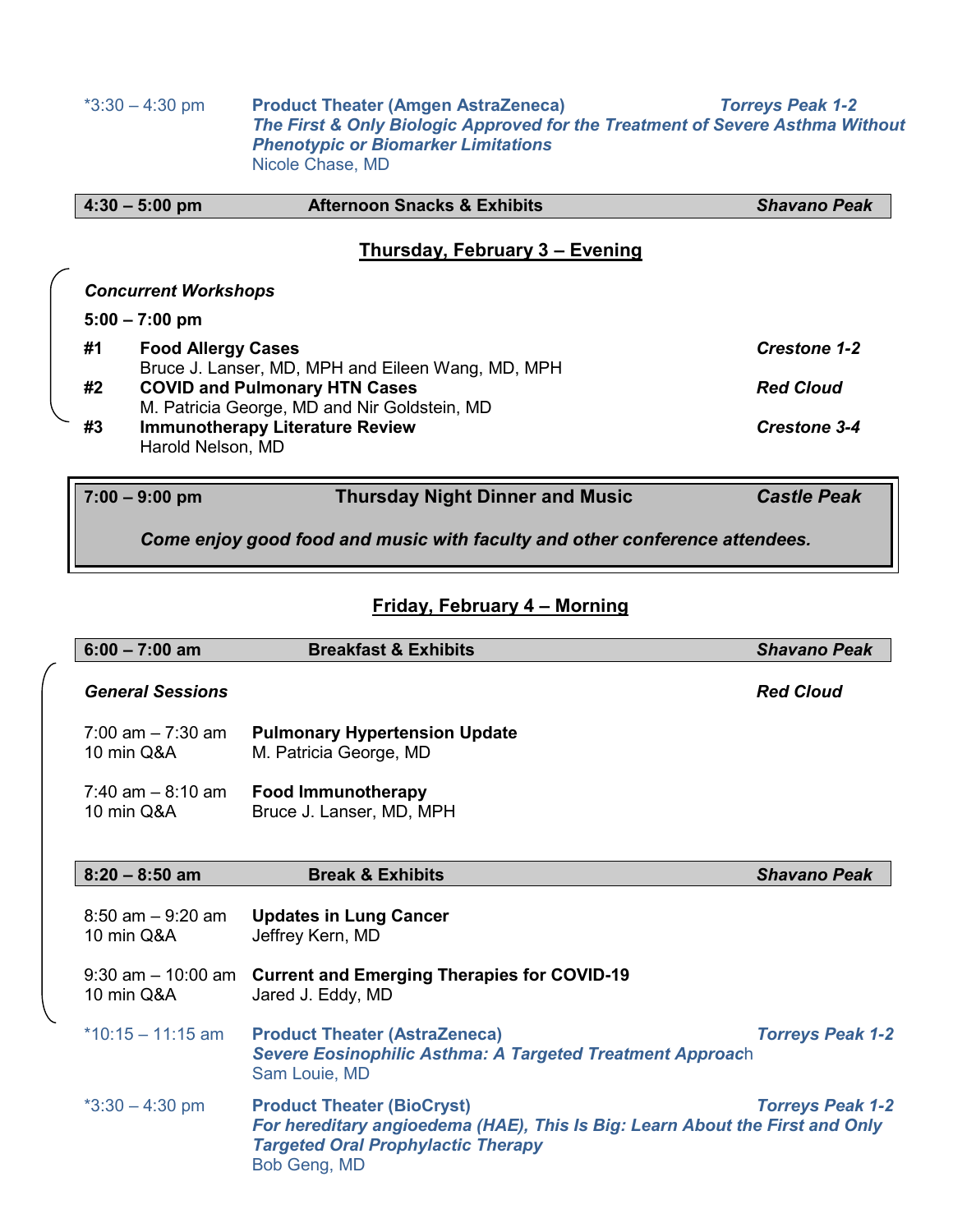*3:30 – 4:30 pm | **Product Theater (Amgen AstraZeneca)** | ***Torreys Peak 1-2***

***The First & Only Biologic Approved for the Treatment of Severe Asthma Without Phenotypic or Biomarker Limitations***

Nicole Chase, MD

| **4:30 – 5:00 pm** | **Afternoon Snacks & Exhibits** | ***Shavano Peak*** |
|---|---|---|

## Thursday, February 3 – Evening

***Concurrent Workshops***

**5:00 – 7:00 pm**

| | | |
|---|---|---|
| **#1** | **Food Allergy Cases**<br>Bruce J. Lanser, MD, MPH and Eileen Wang, MD, MPH | ***Crestone 1-2*** |
| **#2** | **COVID and Pulmonary HTN Cases**<br>M. Patricia George, MD and Nir Goldstein, MD | ***Red Cloud*** |
| **#3** | **Immunotherapy Literature Review**<br>Harold Nelson, MD | ***Crestone 3-4*** |

| **7:00 – 9:00 pm** | **Thursday Night Dinner and Music** | ***Castle Peak*** |
|---|---|---|

***Come enjoy good food and music with faculty and other conference attendees.***

## Friday, February 4 – Morning

| **6:00 – 7:00 am** | **Breakfast & Exhibits** | ***Shavano Peak*** |
|---|---|---|

***General Sessions*** — ***Red Cloud***

7:00 am – 7:30 am
10 min Q&A
**Pulmonary Hypertension Update**
M. Patricia George, MD

7:40 am – 8:10 am
10 min Q&A
**Food Immunotherapy**
Bruce J. Lanser, MD, MPH

| **8:20 – 8:50 am** | **Break & Exhibits** | ***Shavano Peak*** |
|---|---|---|

8:50 am – 9:20 am
10 min Q&A
**Updates in Lung Cancer**
Jeffrey Kern, MD

9:30 am – 10:00 am
10 min Q&A
**Current and Emerging Therapies for COVID-19**
Jared J. Eddy, MD

*10:15 – 11:15 am | **Product Theater (AstraZeneca)** | ***Torreys Peak 1-2***

***Severe Eosinophilic Asthma: A Targeted Treatment Approach***

Sam Louie, MD

*3:30 – 4:30 pm | **Product Theater (BioCryst)** | ***Torreys Peak 1-2***

***For hereditary angioedema (HAE), This Is Big: Learn About the First and Only Targeted Oral Prophylactic Therapy***

Bob Geng, MD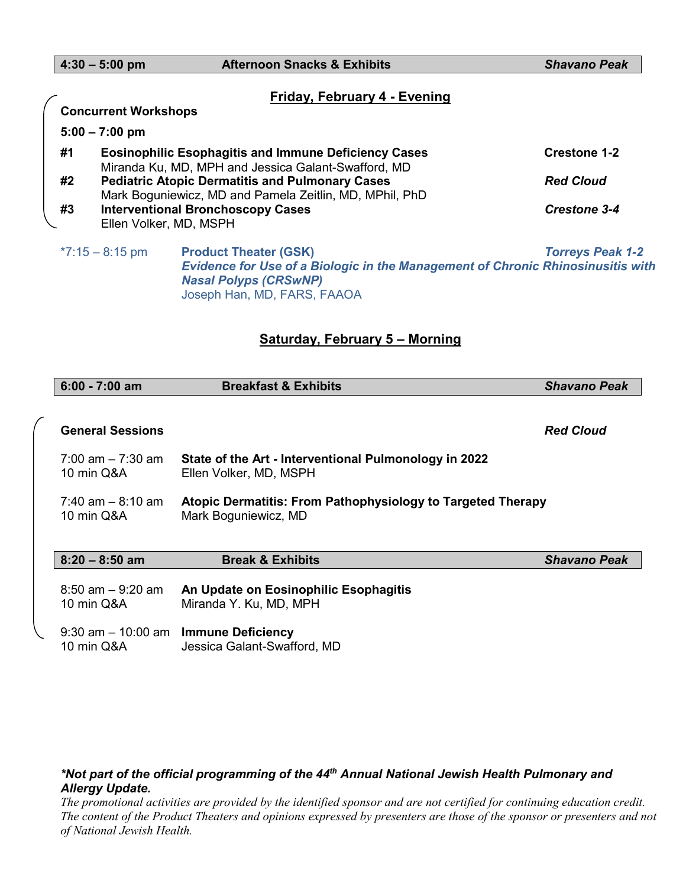| 4:30 – 5:00 pm | Afternoon Snacks & Exhibits | *Shavano Peak* |
|---|---|---|

## Friday, February 4 - Evening

**Concurrent Workshops**

**5:00 – 7:00 pm**

| | | |
|---|---|---|
| **#1** | **Eosinophilic Esophagitis and Immune Deficiency Cases**<br>Miranda Ku, MD, MPH and Jessica Galant-Swafford, MD | **Crestone 1-2** |
| **#2** | **Pediatric Atopic Dermatitis and Pulmonary Cases**<br>Mark Boguniewicz, MD and Pamela Zeitlin, MD, MPhil, PhD | ***Red Cloud*** |
| **#3** | **Interventional Bronchoscopy Cases**<br>Ellen Volker, MD, MSPH | ***Crestone 3-4*** |

*7:15 – 8:15 pm **Product Theater (GSK)** ***Torreys Peak 1-2***
***Evidence for Use of a Biologic in the Management of Chronic Rhinosinusitis with Nasal Polyps (CRSwNP)***
Joseph Han, MD, FARS, FAAOA

## Saturday, February 5 – Morning

| 6:00 - 7:00 am | Breakfast & Exhibits | *Shavano Peak* |
|---|---|---|

**General Sessions** ***Red Cloud***

7:00 am – 7:30 am **State of the Art - Interventional Pulmonology in 2022**
10 min Q&A Ellen Volker, MD, MSPH

7:40 am – 8:10 am **Atopic Dermatitis: From Pathophysiology to Targeted Therapy**
10 min Q&A Mark Boguniewicz, MD

| 8:20 – 8:50 am | Break & Exhibits | *Shavano Peak* |
|---|---|---|

8:50 am – 9:20 am **An Update on Eosinophilic Esophagitis**
10 min Q&A Miranda Y. Ku, MD, MPH

9:30 am – 10:00 am **Immune Deficiency**
10 min Q&A Jessica Galant-Swafford, MD

***Not part of the official programming of the 44th Annual National Jewish Health Pulmonary and Allergy Update.***
*The promotional activities are provided by the identified sponsor and are not certified for continuing education credit. The content of the Product Theaters and opinions expressed by presenters are those of the sponsor or presenters and not of National Jewish Health.*